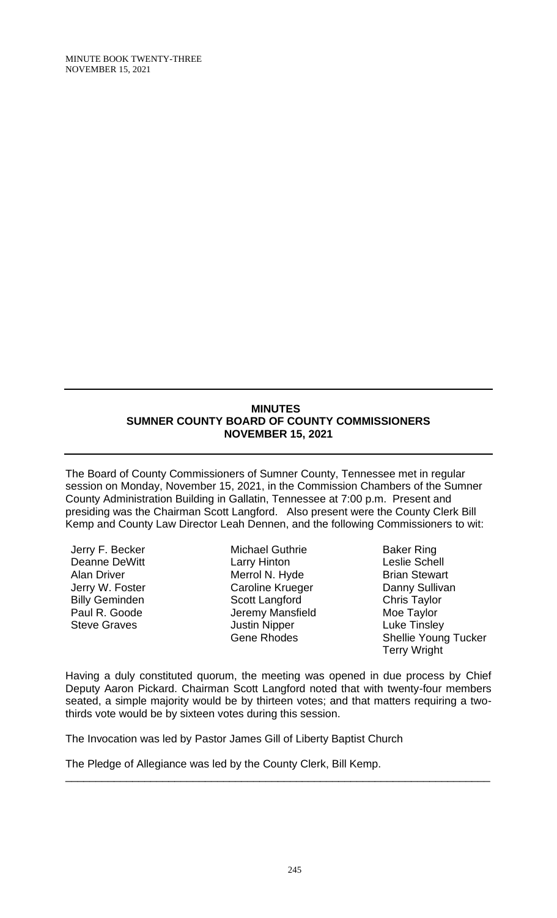## MINUTES
## SUMNER COUNTY BOARD OF COUNTY COMMISSIONERS
## NOVEMBER 15, 2021

The Board of County Commissioners of Sumner County, Tennessee met in regular session on Monday, November 15, 2021, in the Commission Chambers of the Sumner County Administration Building in Gallatin, Tennessee at 7:00 p.m. Present and presiding was the Chairman Scott Langford. Also present were the County Clerk Bill Kemp and County Law Director Leah Dennen, and the following Commissioners to wit:

Jerry F. Becker
Deanne DeWitt
Alan Driver
Jerry W. Foster
Billy Geminden
Paul R. Goode
Steve Graves
Michael Guthrie
Larry Hinton
Merrol N. Hyde
Caroline Krueger
Scott Langford
Jeremy Mansfield
Justin Nipper
Gene Rhodes
Baker Ring
Leslie Schell
Brian Stewart
Danny Sullivan
Chris Taylor
Moe Taylor
Luke Tinsley
Shellie Young Tucker
Terry Wright

Having a duly constituted quorum, the meeting was opened in due process by Chief Deputy Aaron Pickard. Chairman Scott Langford noted that with twenty-four members seated, a simple majority would be by thirteen votes; and that matters requiring a two-thirds vote would be by sixteen votes during this session.

The Invocation was led by Pastor James Gill of Liberty Baptist Church

The Pledge of Allegiance was led by the County Clerk, Bill Kemp.

---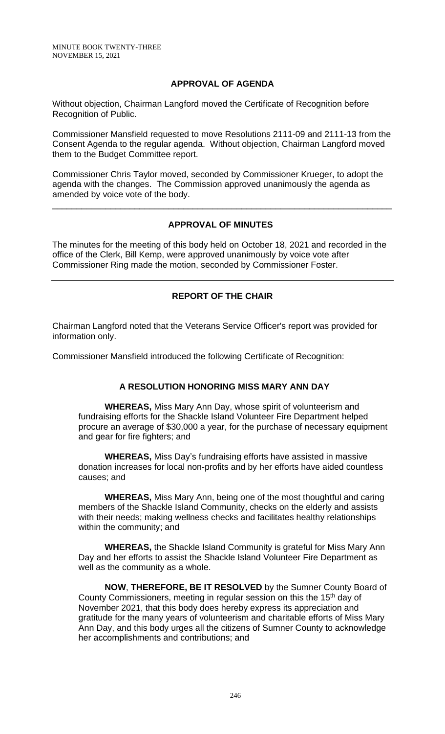## APPROVAL OF AGENDA

Without objection, Chairman Langford moved the Certificate of Recognition before Recognition of Public.

Commissioner Mansfield requested to move Resolutions 2111-09 and 2111-13 from the Consent Agenda to the regular agenda. Without objection, Chairman Langford moved them to the Budget Committee report.

Commissioner Chris Taylor moved, seconded by Commissioner Krueger, to adopt the agenda with the changes. The Commission approved unanimously the agenda as amended by voice vote of the body.

---

## APPROVAL OF MINUTES

The minutes for the meeting of this body held on October 18, 2021 and recorded in the office of the Clerk, Bill Kemp, were approved unanimously by voice vote after Commissioner Ring made the motion, seconded by Commissioner Foster.

---

## REPORT OF THE CHAIR

Chairman Langford noted that the Veterans Service Officer's report was provided for information only.

Commissioner Mansfield introduced the following Certificate of Recognition:

### A RESOLUTION HONORING MISS MARY ANN DAY

**WHEREAS,** Miss Mary Ann Day, whose spirit of volunteerism and fundraising efforts for the Shackle Island Volunteer Fire Department helped procure an average of $30,000 a year, for the purchase of necessary equipment and gear for fire fighters; and

**WHEREAS,** Miss Day's fundraising efforts have assisted in massive donation increases for local non-profits and by her efforts have aided countless causes; and

**WHEREAS,** Miss Mary Ann, being one of the most thoughtful and caring members of the Shackle Island Community, checks on the elderly and assists with their needs; making wellness checks and facilitates healthy relationships within the community; and

**WHEREAS,** the Shackle Island Community is grateful for Miss Mary Ann Day and her efforts to assist the Shackle Island Volunteer Fire Department as well as the community as a whole.

**NOW**, **THEREFORE, BE IT RESOLVED** by the Sumner County Board of County Commissioners, meeting in regular session on this the 15th day of November 2021, that this body does hereby express its appreciation and gratitude for the many years of volunteerism and charitable efforts of Miss Mary Ann Day, and this body urges all the citizens of Sumner County to acknowledge her accomplishments and contributions; and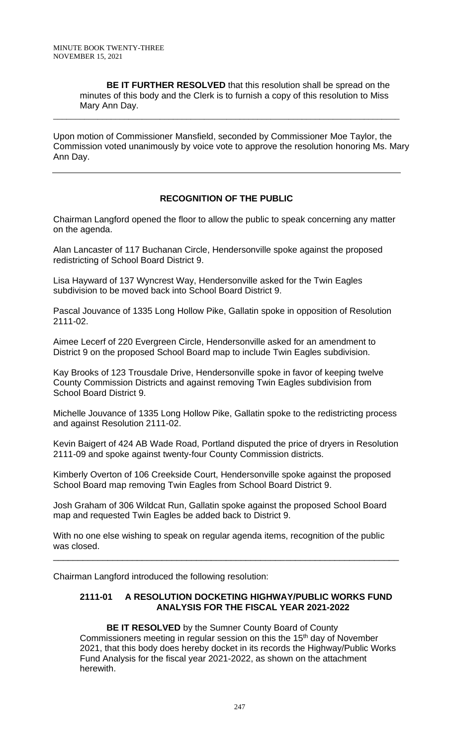**BE IT FURTHER RESOLVED** that this resolution shall be spread on the minutes of this body and the Clerk is to furnish a copy of this resolution to Miss Mary Ann Day.

---

Upon motion of Commissioner Mansfield, seconded by Commissioner Moe Taylor, the Commission voted unanimously by voice vote to approve the resolution honoring Ms. Mary Ann Day.

---

**RECOGNITION OF THE PUBLIC**

Chairman Langford opened the floor to allow the public to speak concerning any matter on the agenda.

Alan Lancaster of 117 Buchanan Circle, Hendersonville spoke against the proposed redistricting of School Board District 9.

Lisa Hayward of 137 Wyncrest Way, Hendersonville asked for the Twin Eagles subdivision to be moved back into School Board District 9.

Pascal Jouvance of 1335 Long Hollow Pike, Gallatin spoke in opposition of Resolution 2111-02.

Aimee Lecerf of 220 Evergreen Circle, Hendersonville asked for an amendment to District 9 on the proposed School Board map to include Twin Eagles subdivision.

Kay Brooks of 123 Trousdale Drive, Hendersonville spoke in favor of keeping twelve County Commission Districts and against removing Twin Eagles subdivision from School Board District 9.

Michelle Jouvance of 1335 Long Hollow Pike, Gallatin spoke to the redistricting process and against Resolution 2111-02.

Kevin Baigert of 424 AB Wade Road, Portland disputed the price of dryers in Resolution 2111-09 and spoke against twenty-four County Commission districts.

Kimberly Overton of 106 Creekside Court, Hendersonville spoke against the proposed School Board map removing Twin Eagles from School Board District 9.

Josh Graham of 306 Wildcat Run, Gallatin spoke against the proposed School Board map and requested Twin Eagles be added back to District 9.

With no one else wishing to speak on regular agenda items, recognition of the public was closed.

---

Chairman Langford introduced the following resolution:

**2111-01 A RESOLUTION DOCKETING HIGHWAY/PUBLIC WORKS FUND ANALYSIS FOR THE FISCAL YEAR 2021-2022**

**BE IT RESOLVED** by the Sumner County Board of County Commissioners meeting in regular session on this the 15th day of November 2021, that this body does hereby docket in its records the Highway/Public Works Fund Analysis for the fiscal year 2021-2022, as shown on the attachment herewith.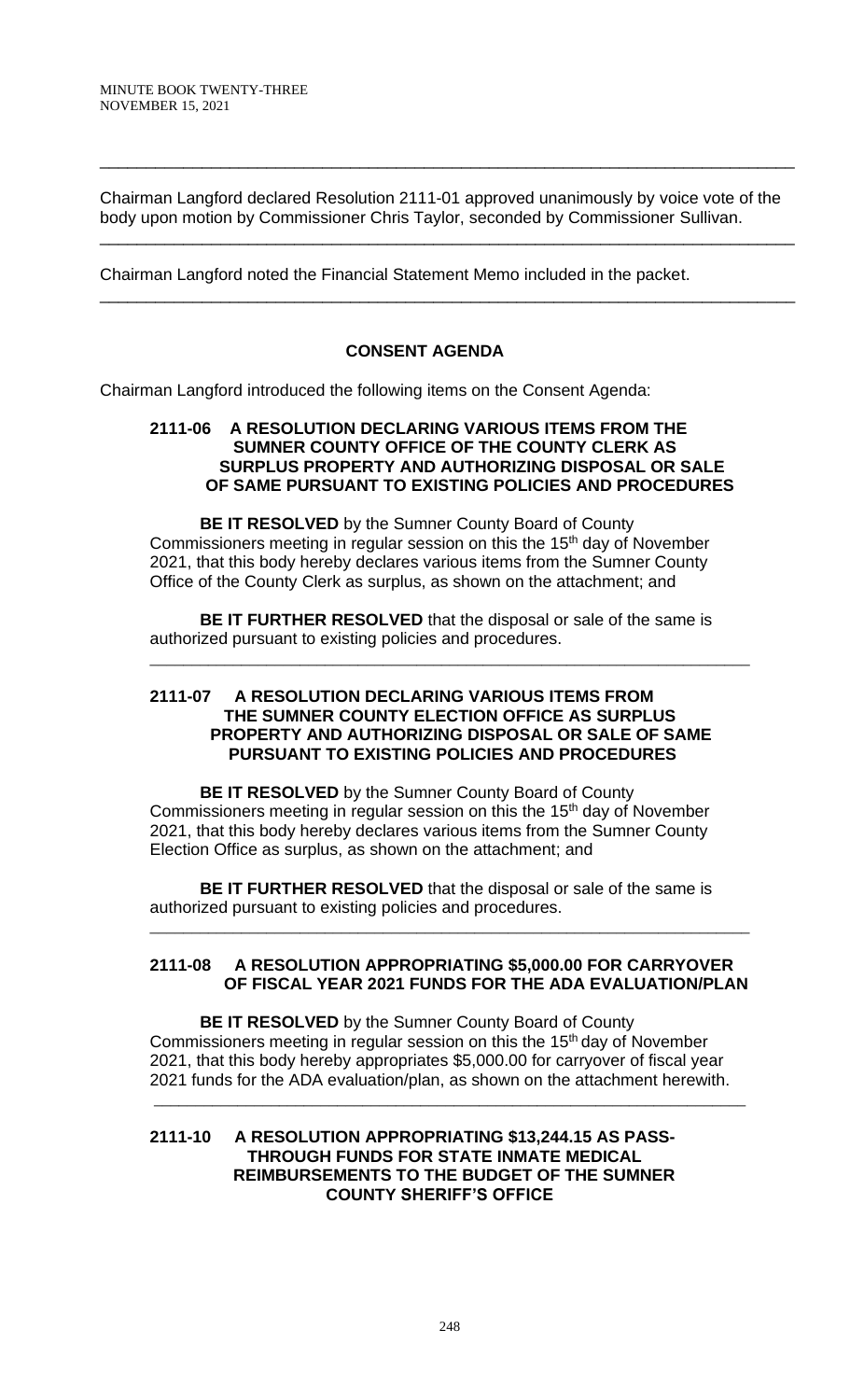Chairman Langford declared Resolution 2111-01 approved unanimously by voice vote of the body upon motion by Commissioner Chris Taylor, seconded by Commissioner Sullivan.

---

Chairman Langford noted the Financial Statement Memo included in the packet.

---

## CONSENT AGENDA

Chairman Langford introduced the following items on the Consent Agenda:

**2111-06 A RESOLUTION DECLARING VARIOUS ITEMS FROM THE SUMNER COUNTY OFFICE OF THE COUNTY CLERK AS SURPLUS PROPERTY AND AUTHORIZING DISPOSAL OR SALE OF SAME PURSUANT TO EXISTING POLICIES AND PROCEDURES**

**BE IT RESOLVED** by the Sumner County Board of County Commissioners meeting in regular session on this the 15th day of November 2021, that this body hereby declares various items from the Sumner County Office of the County Clerk as surplus, as shown on the attachment; and

**BE IT FURTHER RESOLVED** that the disposal or sale of the same is authorized pursuant to existing policies and procedures.

---

**2111-07 A RESOLUTION DECLARING VARIOUS ITEMS FROM THE SUMNER COUNTY ELECTION OFFICE AS SURPLUS PROPERTY AND AUTHORIZING DISPOSAL OR SALE OF SAME PURSUANT TO EXISTING POLICIES AND PROCEDURES**

**BE IT RESOLVED** by the Sumner County Board of County Commissioners meeting in regular session on this the 15th day of November 2021, that this body hereby declares various items from the Sumner County Election Office as surplus, as shown on the attachment; and

**BE IT FURTHER RESOLVED** that the disposal or sale of the same is authorized pursuant to existing policies and procedures.

---

**2111-08 A RESOLUTION APPROPRIATING $5,000.00 FOR CARRYOVER OF FISCAL YEAR 2021 FUNDS FOR THE ADA EVALUATION/PLAN**

**BE IT RESOLVED** by the Sumner County Board of County Commissioners meeting in regular session on this the 15th day of November 2021, that this body hereby appropriates $5,000.00 for carryover of fiscal year 2021 funds for the ADA evaluation/plan, as shown on the attachment herewith.

---

**2111-10 A RESOLUTION APPROPRIATING $13,244.15 AS PASS-THROUGH FUNDS FOR STATE INMATE MEDICAL REIMBURSEMENTS TO THE BUDGET OF THE SUMNER COUNTY SHERIFF'S OFFICE**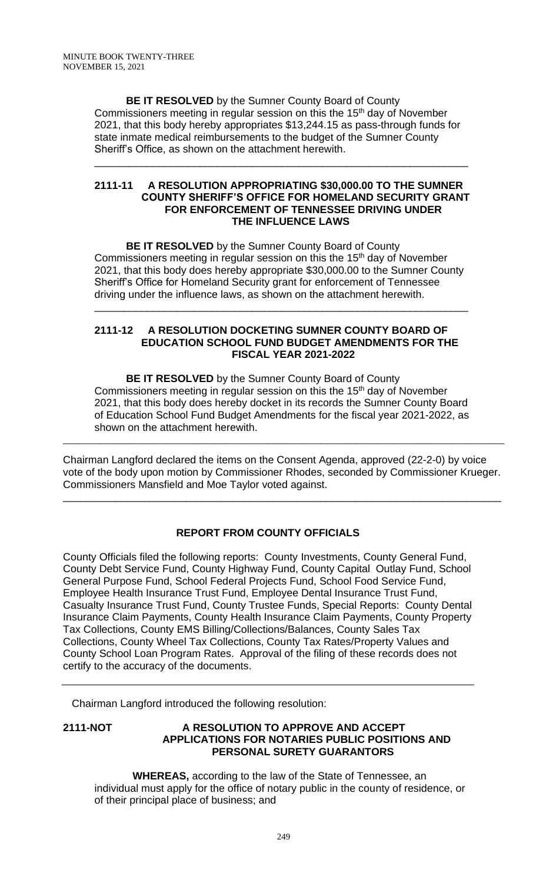**BE IT RESOLVED** by the Sumner County Board of County Commissioners meeting in regular session on this the 15th day of November 2021, that this body hereby appropriates $13,244.15 as pass-through funds for state inmate medical reimbursements to the budget of the Sumner County Sheriff's Office, as shown on the attachment herewith.

---

**2111-11 A RESOLUTION APPROPRIATING $30,000.00 TO THE SUMNER COUNTY SHERIFF'S OFFICE FOR HOMELAND SECURITY GRANT FOR ENFORCEMENT OF TENNESSEE DRIVING UNDER THE INFLUENCE LAWS**

**BE IT RESOLVED** by the Sumner County Board of County Commissioners meeting in regular session on this the 15th day of November 2021, that this body does hereby appropriate $30,000.00 to the Sumner County Sheriff's Office for Homeland Security grant for enforcement of Tennessee driving under the influence laws, as shown on the attachment herewith.

---

**2111-12 A RESOLUTION DOCKETING SUMNER COUNTY BOARD OF EDUCATION SCHOOL FUND BUDGET AMENDMENTS FOR THE FISCAL YEAR 2021-2022**

**BE IT RESOLVED** by the Sumner County Board of County Commissioners meeting in regular session on this the 15th day of November 2021, that this body does hereby docket in its records the Sumner County Board of Education School Fund Budget Amendments for the fiscal year 2021-2022, as shown on the attachment herewith.

---

Chairman Langford declared the items on the Consent Agenda, approved (22-2-0) by voice vote of the body upon motion by Commissioner Rhodes, seconded by Commissioner Krueger. Commissioners Mansfield and Moe Taylor voted against.

---

**REPORT FROM COUNTY OFFICIALS**

County Officials filed the following reports: County Investments, County General Fund, County Debt Service Fund, County Highway Fund, County Capital Outlay Fund, School General Purpose Fund, School Federal Projects Fund, School Food Service Fund, Employee Health Insurance Trust Fund, Employee Dental Insurance Trust Fund, Casualty Insurance Trust Fund, County Trustee Funds, Special Reports: County Dental Insurance Claim Payments, County Health Insurance Claim Payments, County Property Tax Collections, County EMS Billing/Collections/Balances, County Sales Tax Collections, County Wheel Tax Collections, County Tax Rates/Property Values and County School Loan Program Rates. Approval of the filing of these records does not certify to the accuracy of the documents.

---

Chairman Langford introduced the following resolution:

**2111-NOT A RESOLUTION TO APPROVE AND ACCEPT APPLICATIONS FOR NOTARIES PUBLIC POSITIONS AND PERSONAL SURETY GUARANTORS**

**WHEREAS,** according to the law of the State of Tennessee, an individual must apply for the office of notary public in the county of residence, or of their principal place of business; and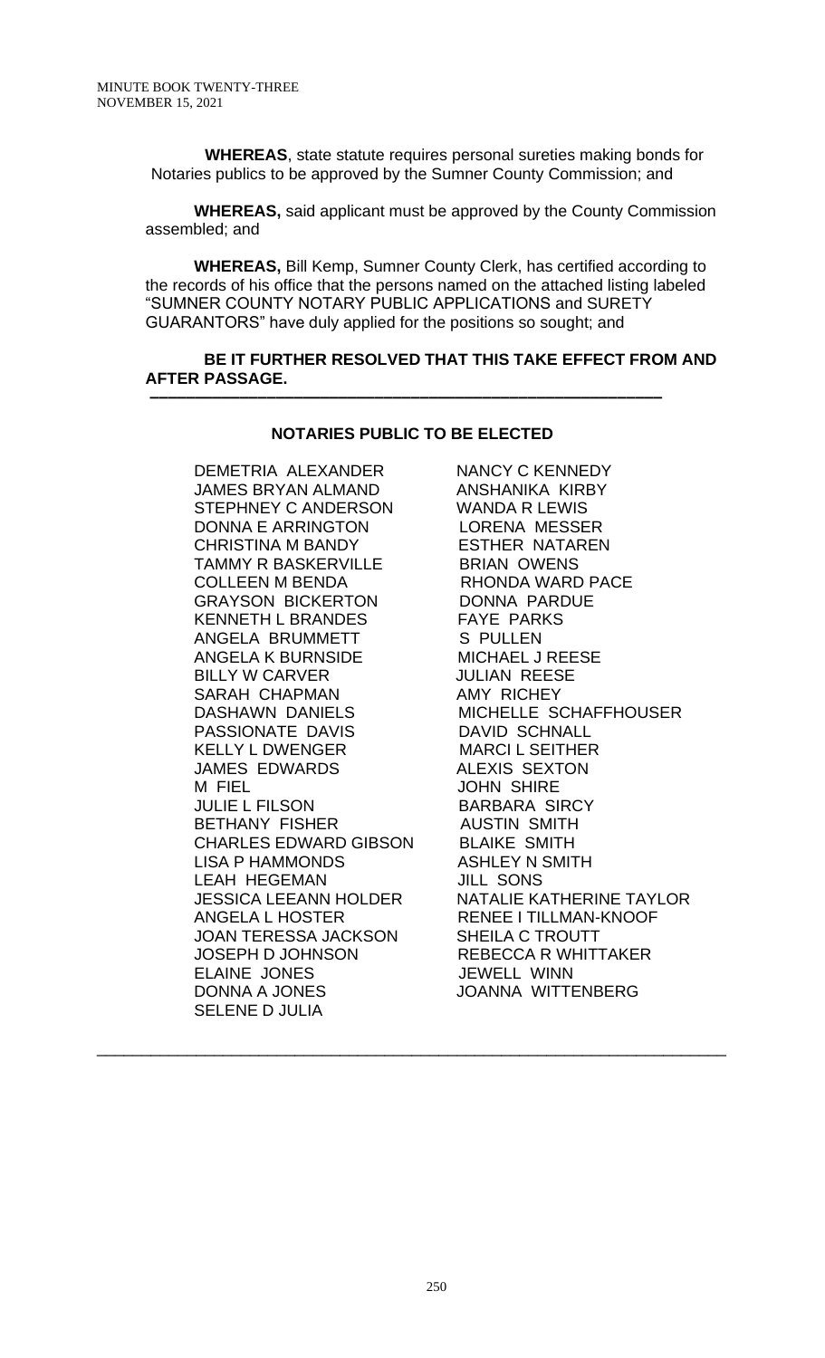**WHEREAS**, state statute requires personal sureties making bonds for Notaries publics to be approved by the Sumner County Commission; and

**WHEREAS,** said applicant must be approved by the County Commission assembled; and

**WHEREAS,** Bill Kemp, Sumner County Clerk, has certified according to the records of his office that the persons named on the attached listing labeled "SUMNER COUNTY NOTARY PUBLIC APPLICATIONS and SURETY GUARANTORS" have duly applied for the positions so sought; and

**BE IT FURTHER RESOLVED THAT THIS TAKE EFFECT FROM AND AFTER PASSAGE.**

---

**NOTARIES PUBLIC TO BE ELECTED**

DEMETRIA ALEXANDER
JAMES BRYAN ALMAND
STEPHNEY C ANDERSON
DONNA E ARRINGTON
CHRISTINA M BANDY
TAMMY R BASKERVILLE
COLLEEN M BENDA
GRAYSON BICKERTON
KENNETH L BRANDES
ANGELA BRUMMETT
ANGELA K BURNSIDE
BILLY W CARVER
SARAH CHAPMAN
DASHAWN DANIELS
PASSIONATE DAVIS
KELLY L DWENGER
JAMES EDWARDS
M FIEL
JULIE L FILSON
BETHANY FISHER
CHARLES EDWARD GIBSON
LISA P HAMMONDS
LEAH HEGEMAN
JESSICA LEEANN HOLDER
ANGELA L HOSTER
JOAN TERESSA JACKSON
JOSEPH D JOHNSON
ELAINE JONES
DONNA A JONES
SELENE D JULIA
NANCY C KENNEDY
ANSHANIKA KIRBY
WANDA R LEWIS
LORENA MESSER
ESTHER NATAREN
BRIAN OWENS
RHONDA WARD PACE
DONNA PARDUE
FAYE PARKS
S PULLEN
MICHAEL J REESE
JULIAN REESE
AMY RICHEY
MICHELLE SCHAFFHOUSER
DAVID SCHNALL
MARCI L SEITHER
ALEXIS SEXTON
JOHN SHIRE
BARBARA SIRCY
AUSTIN SMITH
BLAIKE SMITH
ASHLEY N SMITH
JILL SONS
NATALIE KATHERINE TAYLOR
RENEE I TILLMAN-KNOOF
SHEILA C TROUTT
REBECCA R WHITTAKER
JEWELL WINN
JOANNA WITTENBERG

---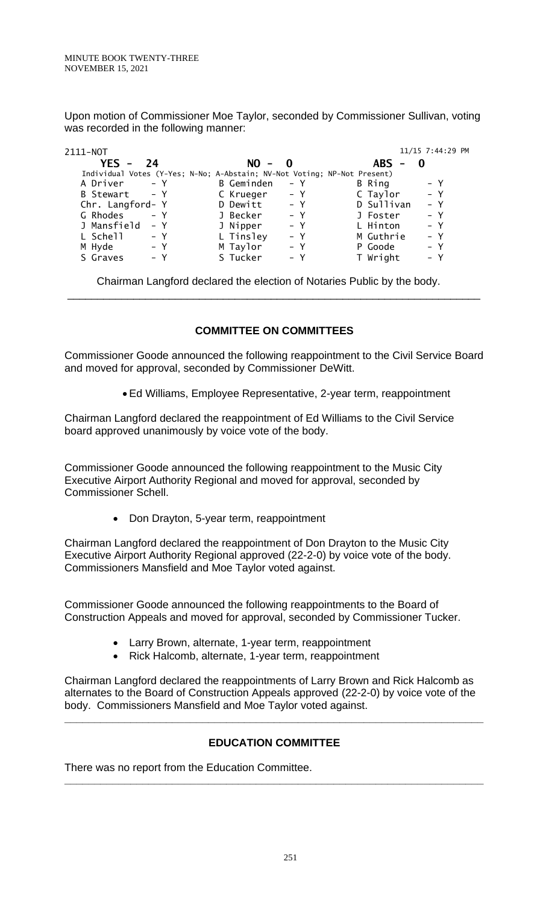Upon motion of Commissioner Moe Taylor, seconded by Commissioner Sullivan, voting was recorded in the following manner:

```
2111-NOT                                                        11/15 7:44:29 PM
   YES -  24                 NO -  0                   ABS -  0
 Individual Votes (Y-Yes; N-No; A-Abstain; NV-Not Voting; NP-Not Present)
 A Driver      - Y       B Geminden   - Y        B Ring        - Y
 B Stewart     - Y       C Krueger    - Y        C Taylor      - Y
 Chr. Langford- Y        D Dewitt     - Y        D Sullivan    - Y
 G Rhodes      - Y       J Becker     - Y        J Foster      - Y
 J Mansfield   - Y       J Nipper     - Y        L Hinton      - Y
 L Schell      - Y       L Tinsley    - Y        M Guthrie     - Y
 M Hyde        - Y       M Taylor     - Y        P Goode       - Y
 S Graves      - Y       S Tucker     - Y        T Wright      - Y
```

Chairman Langford declared the election of Notaries Public by the body.

---

## COMMITTEE ON COMMITTEES

Commissioner Goode announced the following reappointment to the Civil Service Board and moved for approval, seconded by Commissioner DeWitt.

- Ed Williams, Employee Representative, 2-year term, reappointment

Chairman Langford declared the reappointment of Ed Williams to the Civil Service board approved unanimously by voice vote of the body.

Commissioner Goode announced the following reappointment to the Music City Executive Airport Authority Regional and moved for approval, seconded by Commissioner Schell.

- Don Drayton, 5-year term, reappointment

Chairman Langford declared the reappointment of Don Drayton to the Music City Executive Airport Authority Regional approved (22-2-0) by voice vote of the body. Commissioners Mansfield and Moe Taylor voted against.

Commissioner Goode announced the following reappointments to the Board of Construction Appeals and moved for approval, seconded by Commissioner Tucker.

- Larry Brown, alternate, 1-year term, reappointment
- Rick Halcomb, alternate, 1-year term, reappointment

Chairman Langford declared the reappointments of Larry Brown and Rick Halcomb as alternates to the Board of Construction Appeals approved (22-2-0) by voice vote of the body. Commissioners Mansfield and Moe Taylor voted against.

---

## EDUCATION COMMITTEE

There was no report from the Education Committee.

---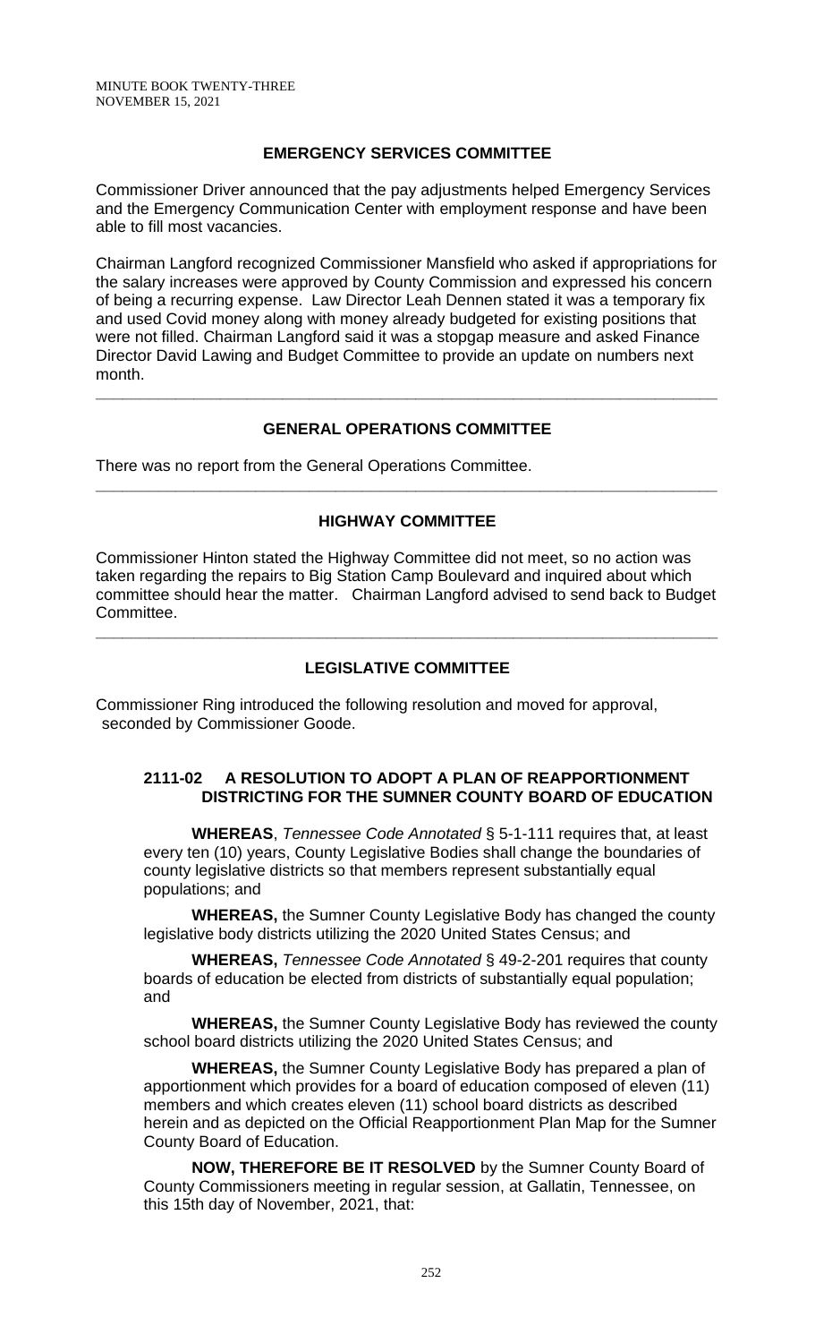## EMERGENCY SERVICES COMMITTEE

Commissioner Driver announced that the pay adjustments helped Emergency Services and the Emergency Communication Center with employment response and have been able to fill most vacancies.

Chairman Langford recognized Commissioner Mansfield who asked if appropriations for the salary increases were approved by County Commission and expressed his concern of being a recurring expense. Law Director Leah Dennen stated it was a temporary fix and used Covid money along with money already budgeted for existing positions that were not filled. Chairman Langford said it was a stopgap measure and asked Finance Director David Lawing and Budget Committee to provide an update on numbers next month.

---

## GENERAL OPERATIONS COMMITTEE

There was no report from the General Operations Committee.

---

## HIGHWAY COMMITTEE

Commissioner Hinton stated the Highway Committee did not meet, so no action was taken regarding the repairs to Big Station Camp Boulevard and inquired about which committee should hear the matter. Chairman Langford advised to send back to Budget Committee.

---

## LEGISLATIVE COMMITTEE

Commissioner Ring introduced the following resolution and moved for approval, seconded by Commissioner Goode.

### 2111-02 A RESOLUTION TO ADOPT A PLAN OF REAPPORTIONMENT DISTRICTING FOR THE SUMNER COUNTY BOARD OF EDUCATION

**WHEREAS**, *Tennessee Code Annotated* § 5-1-111 requires that, at least every ten (10) years, County Legislative Bodies shall change the boundaries of county legislative districts so that members represent substantially equal populations; and

**WHEREAS,** the Sumner County Legislative Body has changed the county legislative body districts utilizing the 2020 United States Census; and

**WHEREAS,** *Tennessee Code Annotated* § 49-2-201 requires that county boards of education be elected from districts of substantially equal population; and

**WHEREAS,** the Sumner County Legislative Body has reviewed the county school board districts utilizing the 2020 United States Census; and

**WHEREAS,** the Sumner County Legislative Body has prepared a plan of apportionment which provides for a board of education composed of eleven (11) members and which creates eleven (11) school board districts as described herein and as depicted on the Official Reapportionment Plan Map for the Sumner County Board of Education.

**NOW, THEREFORE BE IT RESOLVED** by the Sumner County Board of County Commissioners meeting in regular session, at Gallatin, Tennessee, on this 15th day of November, 2021, that: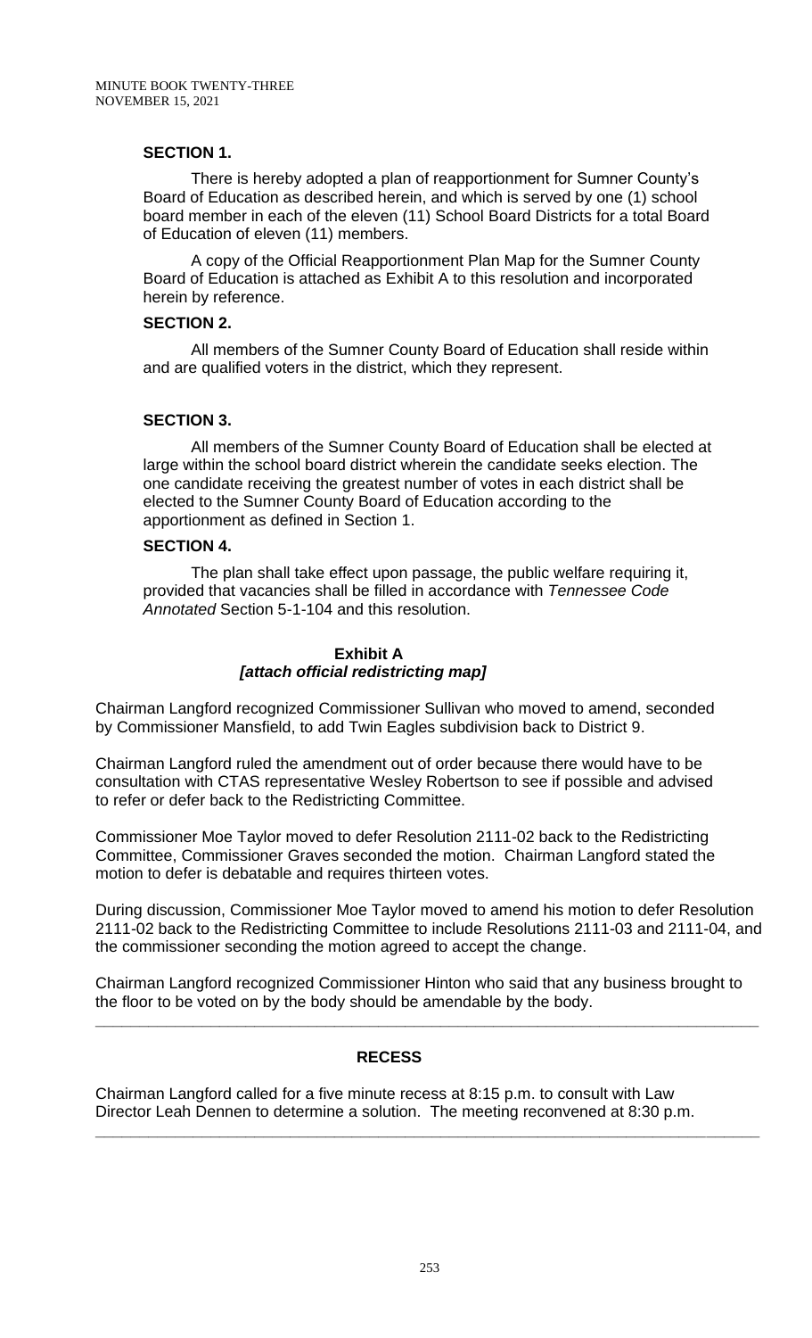### SECTION 1.

There is hereby adopted a plan of reapportionment for Sumner County's Board of Education as described herein, and which is served by one (1) school board member in each of the eleven (11) School Board Districts for a total Board of Education of eleven (11) members.

A copy of the Official Reapportionment Plan Map for the Sumner County Board of Education is attached as Exhibit A to this resolution and incorporated herein by reference.

### SECTION 2.

All members of the Sumner County Board of Education shall reside within and are qualified voters in the district, which they represent.

### SECTION 3.

All members of the Sumner County Board of Education shall be elected at large within the school board district wherein the candidate seeks election. The one candidate receiving the greatest number of votes in each district shall be elected to the Sumner County Board of Education according to the apportionment as defined in Section 1.

### SECTION 4.

The plan shall take effect upon passage, the public welfare requiring it, provided that vacancies shall be filled in accordance with *Tennessee Code Annotated* Section 5-1-104 and this resolution.

**Exhibit A**
***[attach official redistricting map]***

Chairman Langford recognized Commissioner Sullivan who moved to amend, seconded by Commissioner Mansfield, to add Twin Eagles subdivision back to District 9.

Chairman Langford ruled the amendment out of order because there would have to be consultation with CTAS representative Wesley Robertson to see if possible and advised to refer or defer back to the Redistricting Committee.

Commissioner Moe Taylor moved to defer Resolution 2111-02 back to the Redistricting Committee, Commissioner Graves seconded the motion. Chairman Langford stated the motion to defer is debatable and requires thirteen votes.

During discussion, Commissioner Moe Taylor moved to amend his motion to defer Resolution 2111-02 back to the Redistricting Committee to include Resolutions 2111-03 and 2111-04, and the commissioner seconding the motion agreed to accept the change.

Chairman Langford recognized Commissioner Hinton who said that any business brought to the floor to be voted on by the body should be amendable by the body.

---

## RECESS

Chairman Langford called for a five minute recess at 8:15 p.m. to consult with Law Director Leah Dennen to determine a solution. The meeting reconvened at 8:30 p.m.

---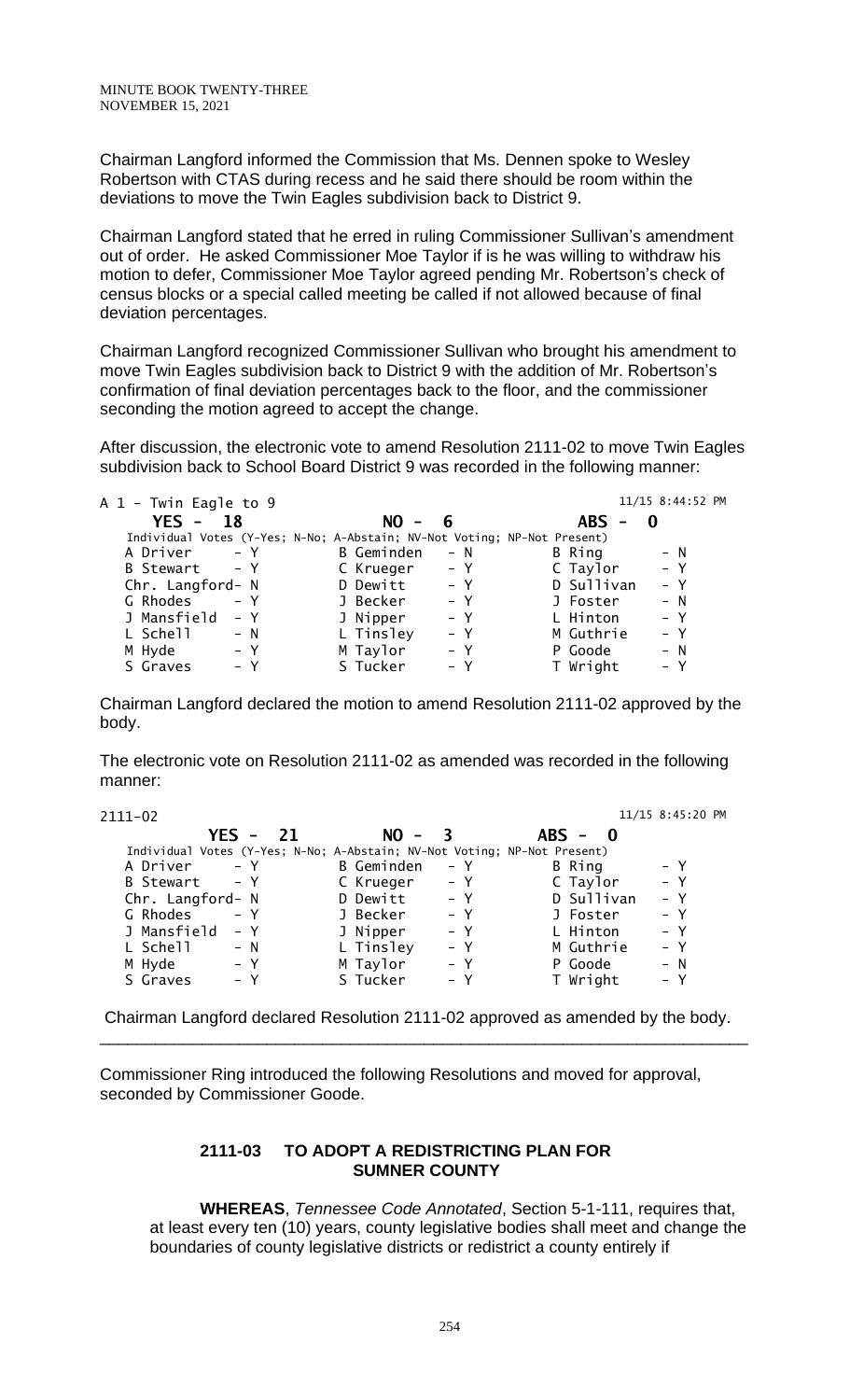Chairman Langford informed the Commission that Ms. Dennen spoke to Wesley Robertson with CTAS during recess and he said there should be room within the deviations to move the Twin Eagles subdivision back to District 9.

Chairman Langford stated that he erred in ruling Commissioner Sullivan's amendment out of order. He asked Commissioner Moe Taylor if is he was willing to withdraw his motion to defer, Commissioner Moe Taylor agreed pending Mr. Robertson's check of census blocks or a special called meeting be called if not allowed because of final deviation percentages.

Chairman Langford recognized Commissioner Sullivan who brought his amendment to move Twin Eagles subdivision back to District 9 with the addition of Mr. Robertson's confirmation of final deviation percentages back to the floor, and the commissioner seconding the motion agreed to accept the change.

After discussion, the electronic vote to amend Resolution 2111-02 to move Twin Eagles subdivision back to School Board District 9 was recorded in the following manner:

A 1 - Twin Eagle to 9 — 11/15 8:44:52 PM

**YES - 18 NO - 6 ABS - 0**

Individual Votes (Y-Yes; N-No; A-Abstain; NV-Not Voting; NP-Not Present)

| | | | | | |
|---|---|---|---|---|---|
| A Driver | - Y | B Geminden | - N | B Ring | - N |
| B Stewart | - Y | C Krueger | - Y | C Taylor | - Y |
| Chr. Langford | - N | D Dewitt | - Y | D Sullivan | - Y |
| G Rhodes | - Y | J Becker | - Y | J Foster | - N |
| J Mansfield | - Y | J Nipper | - Y | L Hinton | - Y |
| L Schell | - N | L Tinsley | - Y | M Guthrie | - Y |
| M Hyde | - Y | M Taylor | - Y | P Goode | - N |
| S Graves | - Y | S Tucker | - Y | T Wright | - Y |

Chairman Langford declared the motion to amend Resolution 2111-02 approved by the body.

The electronic vote on Resolution 2111-02 as amended was recorded in the following manner:

2111-02 — 11/15 8:45:20 PM

**YES - 21 NO - 3 ABS - 0**

Individual Votes (Y-Yes; N-No; A-Abstain; NV-Not Voting; NP-Not Present)

| | | | | | |
|---|---|---|---|---|---|
| A Driver | - Y | B Geminden | - Y | B Ring | - Y |
| B Stewart | - Y | C Krueger | - Y | C Taylor | - Y |
| Chr. Langford | - N | D Dewitt | - Y | D Sullivan | - Y |
| G Rhodes | - Y | J Becker | - Y | J Foster | - Y |
| J Mansfield | - Y | J Nipper | - Y | L Hinton | - Y |
| L Schell | - N | L Tinsley | - Y | M Guthrie | - Y |
| M Hyde | - Y | M Taylor | - Y | P Goode | - N |
| S Graves | - Y | S Tucker | - Y | T Wright | - Y |

Chairman Langford declared Resolution 2111-02 approved as amended by the body.

---

Commissioner Ring introduced the following Resolutions and moved for approval, seconded by Commissioner Goode.

### 2111-03 TO ADOPT A REDISTRICTING PLAN FOR SUMNER COUNTY

**WHEREAS**, *Tennessee Code Annotated*, Section 5-1-111, requires that, at least every ten (10) years, county legislative bodies shall meet and change the boundaries of county legislative districts or redistrict a county entirely if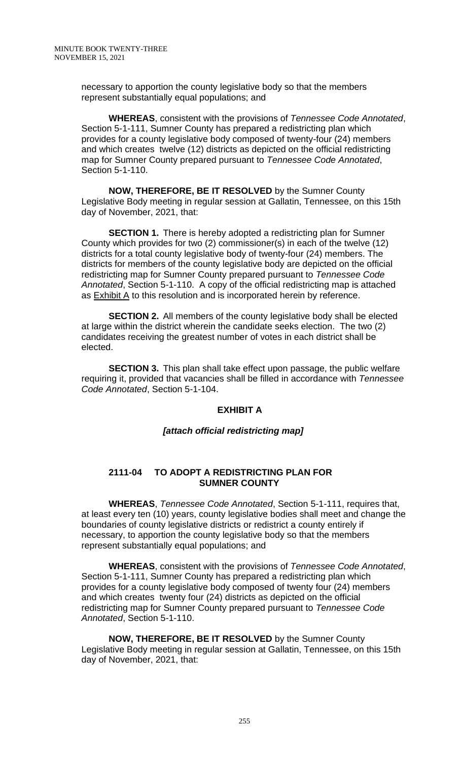necessary to apportion the county legislative body so that the members represent substantially equal populations; and

**WHEREAS**, consistent with the provisions of *Tennessee Code Annotated*, Section 5-1-111, Sumner County has prepared a redistricting plan which provides for a county legislative body composed of twenty-four (24) members and which creates twelve (12) districts as depicted on the official redistricting map for Sumner County prepared pursuant to *Tennessee Code Annotated*, Section 5-1-110.

**NOW, THEREFORE, BE IT RESOLVED** by the Sumner County Legislative Body meeting in regular session at Gallatin, Tennessee, on this 15th day of November, 2021, that:

**SECTION 1.** There is hereby adopted a redistricting plan for Sumner County which provides for two (2) commissioner(s) in each of the twelve (12) districts for a total county legislative body of twenty-four (24) members. The districts for members of the county legislative body are depicted on the official redistricting map for Sumner County prepared pursuant to *Tennessee Code Annotated*, Section 5-1-110. A copy of the official redistricting map is attached as Exhibit A to this resolution and is incorporated herein by reference.

**SECTION 2.** All members of the county legislative body shall be elected at large within the district wherein the candidate seeks election. The two (2) candidates receiving the greatest number of votes in each district shall be elected.

**SECTION 3.** This plan shall take effect upon passage, the public welfare requiring it, provided that vacancies shall be filled in accordance with *Tennessee Code Annotated*, Section 5-1-104.

**EXHIBIT A**

***[attach official redistricting map]***

### 2111-04 TO ADOPT A REDISTRICTING PLAN FOR SUMNER COUNTY

**WHEREAS**, *Tennessee Code Annotated*, Section 5-1-111, requires that, at least every ten (10) years, county legislative bodies shall meet and change the boundaries of county legislative districts or redistrict a county entirely if necessary, to apportion the county legislative body so that the members represent substantially equal populations; and

**WHEREAS**, consistent with the provisions of *Tennessee Code Annotated*, Section 5-1-111, Sumner County has prepared a redistricting plan which provides for a county legislative body composed of twenty four (24) members and which creates twenty four (24) districts as depicted on the official redistricting map for Sumner County prepared pursuant to *Tennessee Code Annotated*, Section 5-1-110.

**NOW, THEREFORE, BE IT RESOLVED** by the Sumner County Legislative Body meeting in regular session at Gallatin, Tennessee, on this 15th day of November, 2021, that: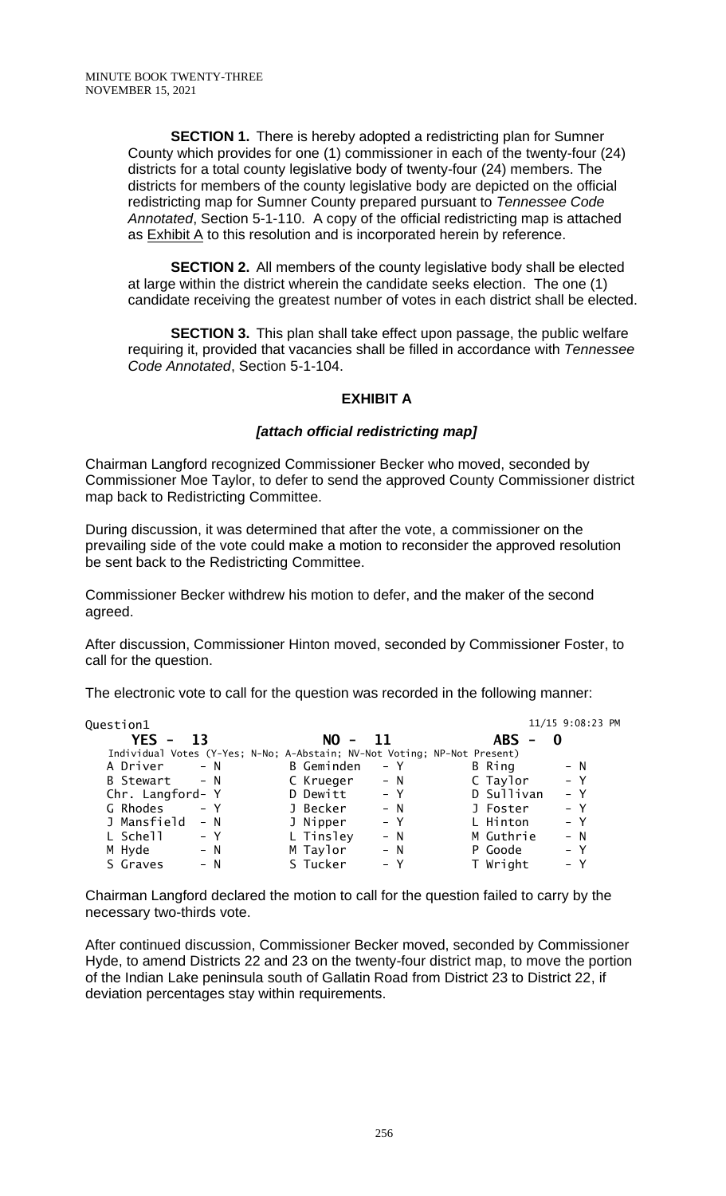**SECTION 1.** There is hereby adopted a redistricting plan for Sumner County which provides for one (1) commissioner in each of the twenty-four (24) districts for a total county legislative body of twenty-four (24) members. The districts for members of the county legislative body are depicted on the official redistricting map for Sumner County prepared pursuant to *Tennessee Code Annotated*, Section 5-1-110. A copy of the official redistricting map is attached as Exhibit A to this resolution and is incorporated herein by reference.

**SECTION 2.** All members of the county legislative body shall be elected at large within the district wherein the candidate seeks election. The one (1) candidate receiving the greatest number of votes in each district shall be elected.

**SECTION 3.** This plan shall take effect upon passage, the public welfare requiring it, provided that vacancies shall be filled in accordance with *Tennessee Code Annotated*, Section 5-1-104.

**EXHIBIT A**

***[attach official redistricting map]***

Chairman Langford recognized Commissioner Becker who moved, seconded by Commissioner Moe Taylor, to defer to send the approved County Commissioner district map back to Redistricting Committee.

During discussion, it was determined that after the vote, a commissioner on the prevailing side of the vote could make a motion to reconsider the approved resolution be sent back to the Redistricting Committee.

Commissioner Becker withdrew his motion to defer, and the maker of the second agreed.

After discussion, Commissioner Hinton moved, seconded by Commissioner Foster, to call for the question.

The electronic vote to call for the question was recorded in the following manner:

```
Question1                                                        11/15 9:08:23 PM
   YES -  13                 NO -  11                  ABS -  0
 Individual Votes (Y-Yes; N-No; A-Abstain; NV-Not Voting; NP-Not Present)
  A Driver     - N         B Geminden   - Y          B Ring        - N
  B Stewart    - N         C Krueger    - N          C Taylor      - Y
  Chr. Langford- Y         D Dewitt     - Y          D Sullivan    - Y
  G Rhodes     - Y         J Becker     - N          J Foster      - Y
  J Mansfield  - N         J Nipper     - Y          L Hinton      - Y
  L Schell     - Y         L Tinsley    - N          M Guthrie     - N
  M Hyde       - N         M Taylor     - N          P Goode       - Y
  S Graves     - N         S Tucker     - Y          T Wright      - Y
```

Chairman Langford declared the motion to call for the question failed to carry by the necessary two-thirds vote.

After continued discussion, Commissioner Becker moved, seconded by Commissioner Hyde, to amend Districts 22 and 23 on the twenty-four district map, to move the portion of the Indian Lake peninsula south of Gallatin Road from District 23 to District 22, if deviation percentages stay within requirements.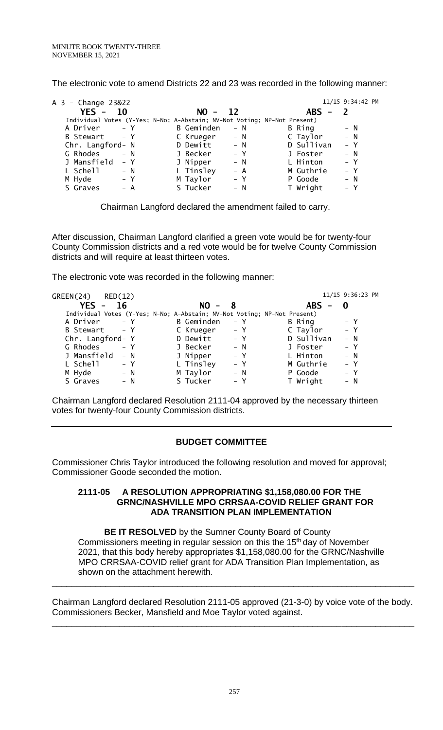The electronic vote to amend Districts 22 and 23 was recorded in the following manner:

```
A 3 - Change 23&22                                                    11/15 9:34:42 PM
    YES -  10                  NO  -  12                     ABS  -  2
  Individual Votes (Y-Yes; N-No; A-Abstain; NV-Not Voting; NP-Not Present)
  A Driver       - Y        B Geminden    - N           B Ring         - N
  B Stewart      - Y        C Krueger     - N           C Taylor       - N
  Chr. Langford- N          D Dewitt      - N           D Sullivan     - Y
  G Rhodes       - N        J Becker      - Y           J Foster       - N
  J Mansfield    - Y        J Nipper      - N           L Hinton       - Y
  L Schell       - N        L Tinsley     - A           M Guthrie      - Y
  M Hyde         - Y        M Taylor      - Y           P Goode        - N
  S Graves       - A        S Tucker      - N           T Wright       - Y
```

Chairman Langford declared the amendment failed to carry.

After discussion, Chairman Langford clarified a green vote would be for twenty-four County Commission districts and a red vote would be for twelve County Commission districts and will require at least thirteen votes.

The electronic vote was recorded in the following manner:

```
GREEN(24)   RED(12)                                                   11/15 9:36:23 PM
    YES -  16                  NO  -  8                      ABS  -  0
  Individual Votes (Y-Yes; N-No; A-Abstain; NV-Not Voting; NP-Not Present)
  A Driver       - Y        B Geminden    - Y           B Ring         - Y
  B Stewart      - Y        C Krueger     - Y           C Taylor       - Y
  Chr. Langford- Y          D Dewitt      - Y           D Sullivan     - N
  G Rhodes       - Y        J Becker      - N           J Foster       - Y
  J Mansfield    - N        J Nipper      - Y           L Hinton       - N
  L Schell       - Y        L Tinsley     - Y           M Guthrie      - Y
  M Hyde         - N        M Taylor      - N           P Goode        - Y
  S Graves       - N        S Tucker      - Y           T Wright       - N
```

Chairman Langford declared Resolution 2111-04 approved by the necessary thirteen votes for twenty-four County Commission districts.

---

## BUDGET COMMITTEE

Commissioner Chris Taylor introduced the following resolution and moved for approval; Commissioner Goode seconded the motion.

### 2111-05 A RESOLUTION APPROPRIATING $1,158,080.00 FOR THE GRNC/NASHVILLE MPO CRRSAA-COVID RELIEF GRANT FOR ADA TRANSITION PLAN IMPLEMENTATION

**BE IT RESOLVED** by the Sumner County Board of County Commissioners meeting in regular session on this the 15th day of November 2021, that this body hereby appropriates $1,158,080.00 for the GRNC/Nashville MPO CRRSAA-COVID relief grant for ADA Transition Plan Implementation, as shown on the attachment herewith.

---

Chairman Langford declared Resolution 2111-05 approved (21-3-0) by voice vote of the body. Commissioners Becker, Mansfield and Moe Taylor voted against.

---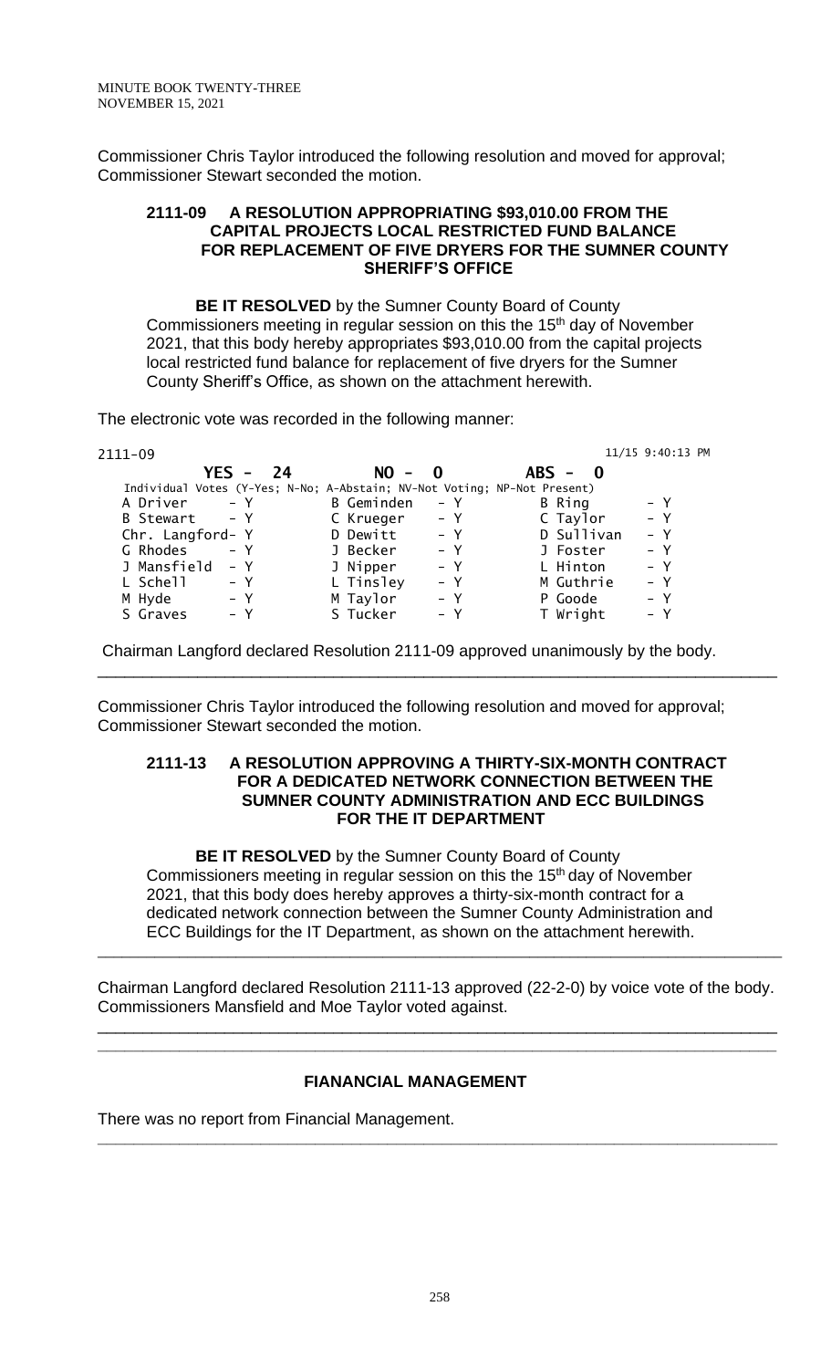Commissioner Chris Taylor introduced the following resolution and moved for approval; Commissioner Stewart seconded the motion.

**2111-09 A RESOLUTION APPROPRIATING $93,010.00 FROM THE CAPITAL PROJECTS LOCAL RESTRICTED FUND BALANCE FOR REPLACEMENT OF FIVE DRYERS FOR THE SUMNER COUNTY SHERIFF'S OFFICE**

**BE IT RESOLVED** by the Sumner County Board of County Commissioners meeting in regular session on this the 15th day of November 2021, that this body hereby appropriates $93,010.00 from the capital projects local restricted fund balance for replacement of five dryers for the Sumner County Sheriff's Office, as shown on the attachment herewith.

The electronic vote was recorded in the following manner:

2111-09 11/15 9:40:13 PM

**YES - 24** **NO - 0** **ABS - 0**

Individual Votes (Y-Yes; N-No; A-Abstain; NV-Not Voting; NP-Not Present)

| | | | | | |
|---|---|---|---|---|---|
| A Driver | - Y | B Geminden | - Y | B Ring | - Y |
| B Stewart | - Y | C Krueger | - Y | C Taylor | - Y |
| Chr. Langford | - Y | D Dewitt | - Y | D Sullivan | - Y |
| G Rhodes | - Y | J Becker | - Y | J Foster | - Y |
| J Mansfield | - Y | J Nipper | - Y | L Hinton | - Y |
| L Schell | - Y | L Tinsley | - Y | M Guthrie | - Y |
| M Hyde | - Y | M Taylor | - Y | P Goode | - Y |
| S Graves | - Y | S Tucker | - Y | T Wright | - Y |

Chairman Langford declared Resolution 2111-09 approved unanimously by the body.

---

Commissioner Chris Taylor introduced the following resolution and moved for approval; Commissioner Stewart seconded the motion.

**2111-13 A RESOLUTION APPROVING A THIRTY-SIX-MONTH CONTRACT FOR A DEDICATED NETWORK CONNECTION BETWEEN THE SUMNER COUNTY ADMINISTRATION AND ECC BUILDINGS FOR THE IT DEPARTMENT**

**BE IT RESOLVED** by the Sumner County Board of County Commissioners meeting in regular session on this the 15th day of November 2021, that this body does hereby approves a thirty-six-month contract for a dedicated network connection between the Sumner County Administration and ECC Buildings for the IT Department, as shown on the attachment herewith.

---

Chairman Langford declared Resolution 2111-13 approved (22-2-0) by voice vote of the body. Commissioners Mansfield and Moe Taylor voted against.

---

## FIANANCIAL MANAGEMENT

There was no report from Financial Management.

---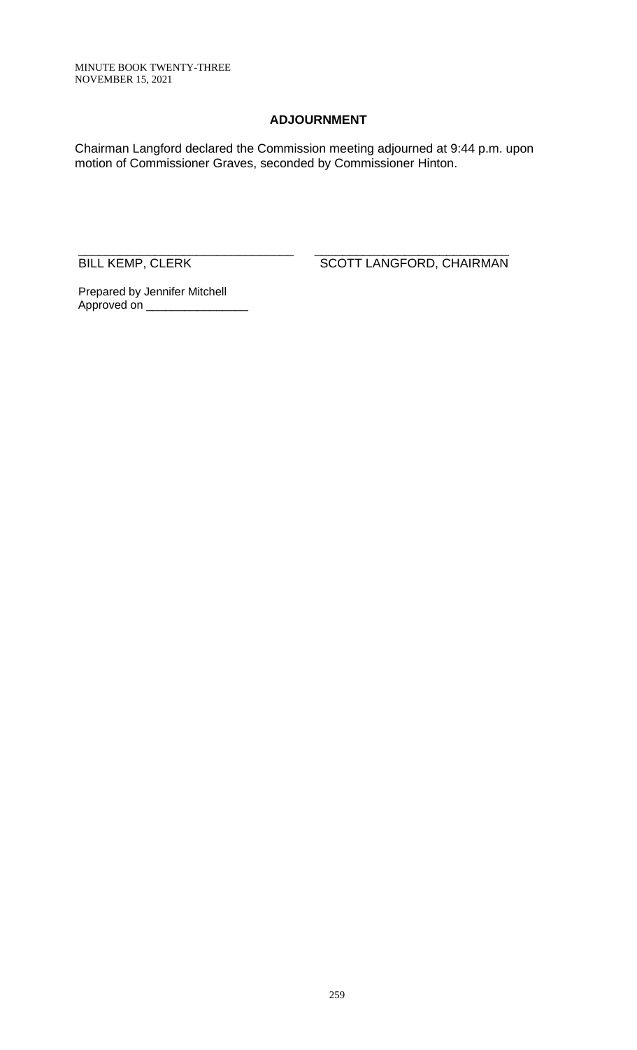## ADJOURNMENT

Chairman Langford declared the Commission meeting adjourned at 9:44 p.m. upon motion of Commissioner Graves, seconded by Commissioner Hinton.

_______________________________ _____________________________

BILL KEMP, CLERK SCOTT LANGFORD, CHAIRMAN

Prepared by Jennifer Mitchell

Approved on ________________